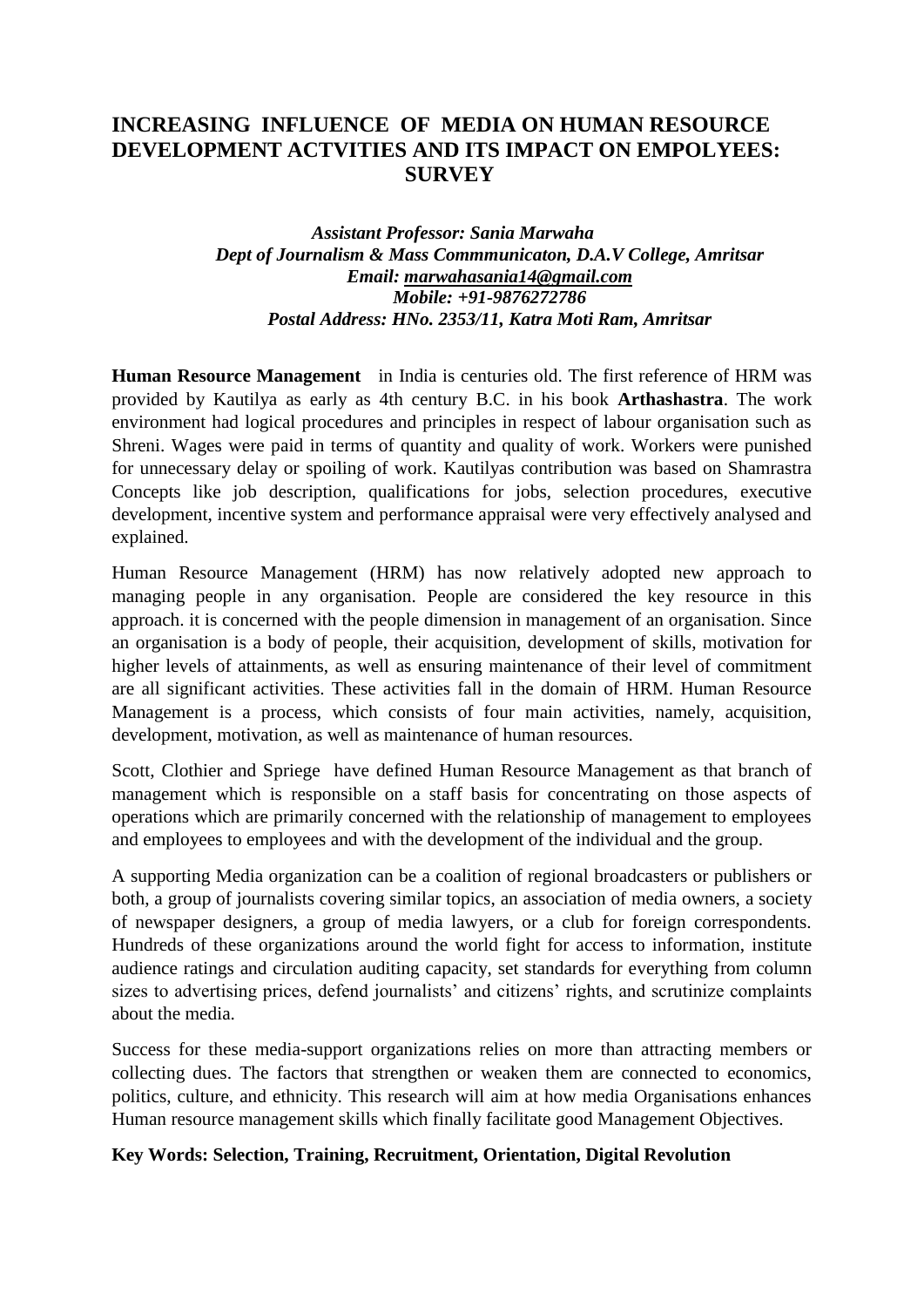# INCREASING INFLUENCE OF MEDIA ON HUMAN RESOURCE DEVELOPMENT ACTVITIES AND ITS IMPACT ON EMPOLYEES: SURVEY

*Assistant Professor: Sania Marwaha*
*Dept of Journalism & Mass Commmunicaton, D.A.V College, Amritsar*
*Email: marwahasania14@gmail.com*
*Mobile: +91-9876272786*
*Postal Address: HNo. 2353/11, Katra Moti Ram, Amritsar*

**Human Resource Management** in India is centuries old. The first reference of HRM was provided by Kautilya as early as 4th century B.C. in his book **Arthashastra**. The work environment had logical procedures and principles in respect of labour organisation such as Shreni. Wages were paid in terms of quantity and quality of work. Workers were punished for unnecessary delay or spoiling of work. Kautilyas contribution was based on Shamrastra Concepts like job description, qualifications for jobs, selection procedures, executive development, incentive system and performance appraisal were very effectively analysed and explained.

Human Resource Management (HRM) has now relatively adopted new approach to managing people in any organisation. People are considered the key resource in this approach. it is concerned with the people dimension in management of an organisation. Since an organisation is a body of people, their acquisition, development of skills, motivation for higher levels of attainments, as well as ensuring maintenance of their level of commitment are all significant activities. These activities fall in the domain of HRM. Human Resource Management is a process, which consists of four main activities, namely, acquisition, development, motivation, as well as maintenance of human resources.

Scott, Clothier and Spriege have defined Human Resource Management as that branch of management which is responsible on a staff basis for concentrating on those aspects of operations which are primarily concerned with the relationship of management to employees and employees to employees and with the development of the individual and the group.

A supporting Media organization can be a coalition of regional broadcasters or publishers or both, a group of journalists covering similar topics, an association of media owners, a society of newspaper designers, a group of media lawyers, or a club for foreign correspondents. Hundreds of these organizations around the world fight for access to information, institute audience ratings and circulation auditing capacity, set standards for everything from column sizes to advertising prices, defend journalists' and citizens' rights, and scrutinize complaints about the media.

Success for these media-support organizations relies on more than attracting members or collecting dues. The factors that strengthen or weaken them are connected to economics, politics, culture, and ethnicity. This research will aim at how media Organisations enhances Human resource management skills which finally facilitate good Management Objectives.

**Key Words: Selection, Training, Recruitment, Orientation, Digital Revolution**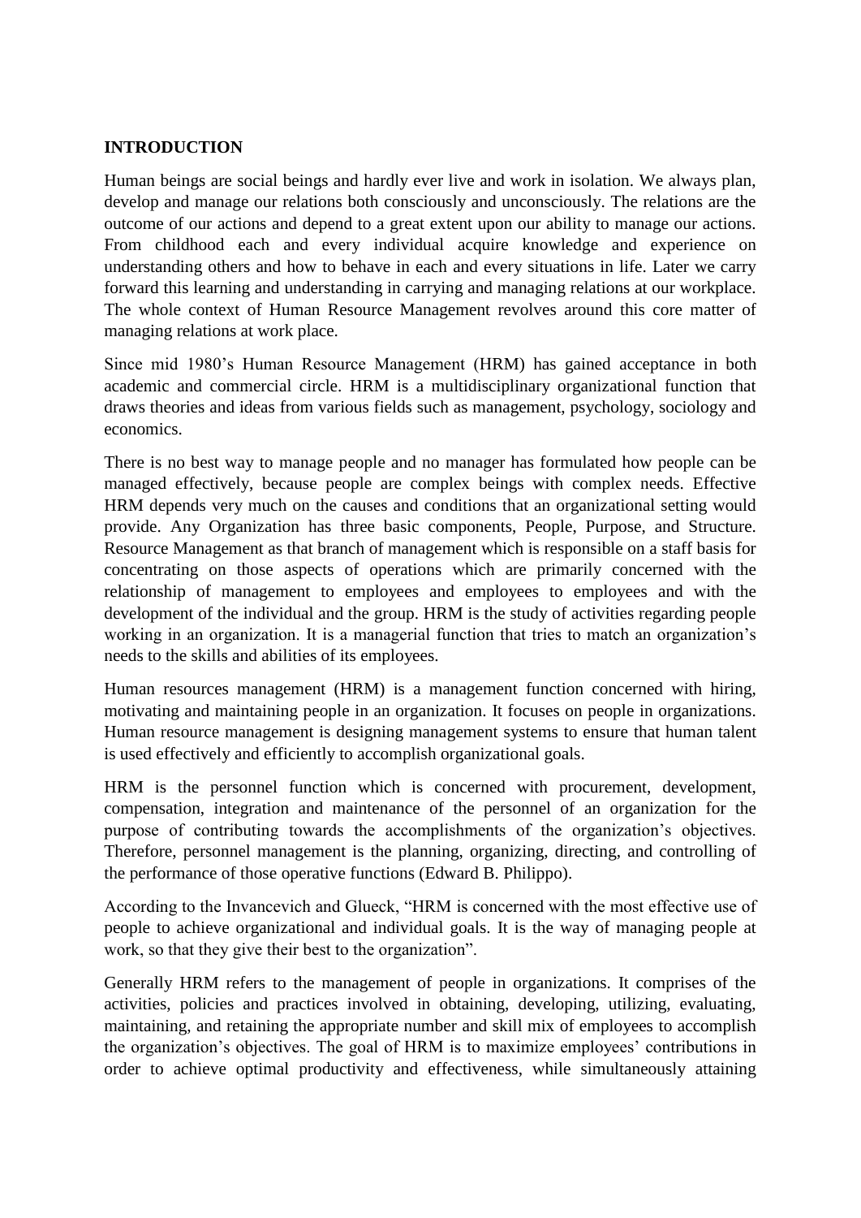**INTRODUCTION**

Human beings are social beings and hardly ever live and work in isolation. We always plan, develop and manage our relations both consciously and unconsciously. The relations are the outcome of our actions and depend to a great extent upon our ability to manage our actions. From childhood each and every individual acquire knowledge and experience on understanding others and how to behave in each and every situations in life. Later we carry forward this learning and understanding in carrying and managing relations at our workplace. The whole context of Human Resource Management revolves around this core matter of managing relations at work place.

Since mid 1980's Human Resource Management (HRM) has gained acceptance in both academic and commercial circle. HRM is a multidisciplinary organizational function that draws theories and ideas from various fields such as management, psychology, sociology and economics.

There is no best way to manage people and no manager has formulated how people can be managed effectively, because people are complex beings with complex needs. Effective HRM depends very much on the causes and conditions that an organizational setting would provide. Any Organization has three basic components, People, Purpose, and Structure. Resource Management as that branch of management which is responsible on a staff basis for concentrating on those aspects of operations which are primarily concerned with the relationship of management to employees and employees to employees and with the development of the individual and the group. HRM is the study of activities regarding people working in an organization. It is a managerial function that tries to match an organization's needs to the skills and abilities of its employees.

Human resources management (HRM) is a management function concerned with hiring, motivating and maintaining people in an organization. It focuses on people in organizations. Human resource management is designing management systems to ensure that human talent is used effectively and efficiently to accomplish organizational goals.

HRM is the personnel function which is concerned with procurement, development, compensation, integration and maintenance of the personnel of an organization for the purpose of contributing towards the accomplishments of the organization's objectives. Therefore, personnel management is the planning, organizing, directing, and controlling of the performance of those operative functions (Edward B. Philippo).

According to the Invancevich and Glueck, "HRM is concerned with the most effective use of people to achieve organizational and individual goals. It is the way of managing people at work, so that they give their best to the organization".

Generally HRM refers to the management of people in organizations. It comprises of the activities, policies and practices involved in obtaining, developing, utilizing, evaluating, maintaining, and retaining the appropriate number and skill mix of employees to accomplish the organization's objectives. The goal of HRM is to maximize employees' contributions in order to achieve optimal productivity and effectiveness, while simultaneously attaining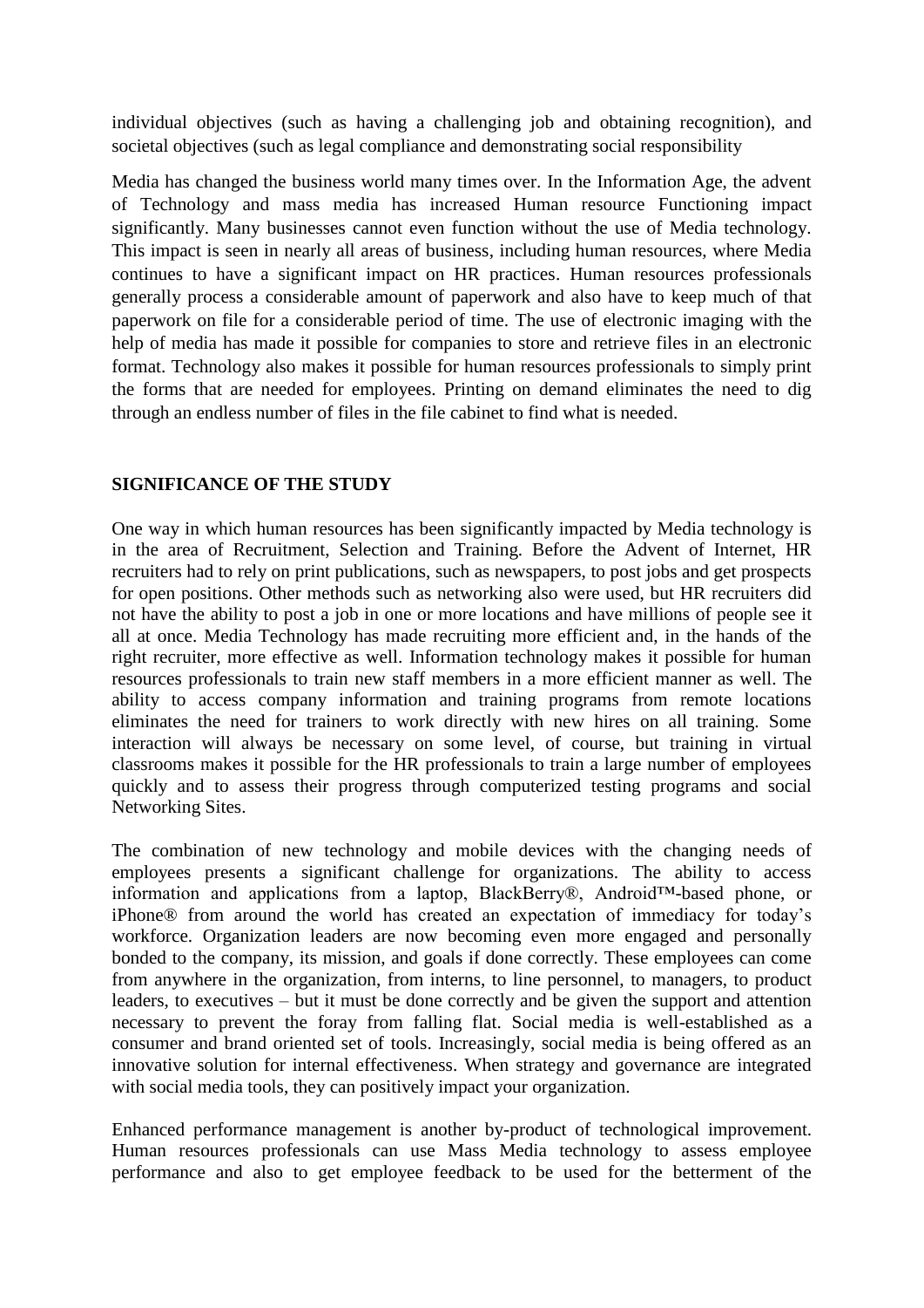individual objectives (such as having a challenging job and obtaining recognition), and societal objectives (such as legal compliance and demonstrating social responsibility

Media has changed the business world many times over. In the Information Age, the advent of Technology and mass media has increased Human resource Functioning impact significantly. Many businesses cannot even function without the use of Media technology. This impact is seen in nearly all areas of business, including human resources, where Media continues to have a significant impact on HR practices. Human resources professionals generally process a considerable amount of paperwork and also have to keep much of that paperwork on file for a considerable period of time. The use of electronic imaging with the help of media has made it possible for companies to store and retrieve files in an electronic format. Technology also makes it possible for human resources professionals to simply print the forms that are needed for employees. Printing on demand eliminates the need to dig through an endless number of files in the file cabinet to find what is needed.

## SIGNIFICANCE OF THE STUDY

One way in which human resources has been significantly impacted by Media technology is in the area of Recruitment, Selection and Training. Before the Advent of Internet, HR recruiters had to rely on print publications, such as newspapers, to post jobs and get prospects for open positions. Other methods such as networking also were used, but HR recruiters did not have the ability to post a job in one or more locations and have millions of people see it all at once. Media Technology has made recruiting more efficient and, in the hands of the right recruiter, more effective as well. Information technology makes it possible for human resources professionals to train new staff members in a more efficient manner as well. The ability to access company information and training programs from remote locations eliminates the need for trainers to work directly with new hires on all training. Some interaction will always be necessary on some level, of course, but training in virtual classrooms makes it possible for the HR professionals to train a large number of employees quickly and to assess their progress through computerized testing programs and social Networking Sites.

The combination of new technology and mobile devices with the changing needs of employees presents a significant challenge for organizations. The ability to access information and applications from a laptop, BlackBerry®, Android™-based phone, or iPhone® from around the world has created an expectation of immediacy for today's workforce. Organization leaders are now becoming even more engaged and personally bonded to the company, its mission, and goals if done correctly. These employees can come from anywhere in the organization, from interns, to line personnel, to managers, to product leaders, to executives – but it must be done correctly and be given the support and attention necessary to prevent the foray from falling flat. Social media is well-established as a consumer and brand oriented set of tools. Increasingly, social media is being offered as an innovative solution for internal effectiveness. When strategy and governance are integrated with social media tools, they can positively impact your organization.

Enhanced performance management is another by-product of technological improvement. Human resources professionals can use Mass Media technology to assess employee performance and also to get employee feedback to be used for the betterment of the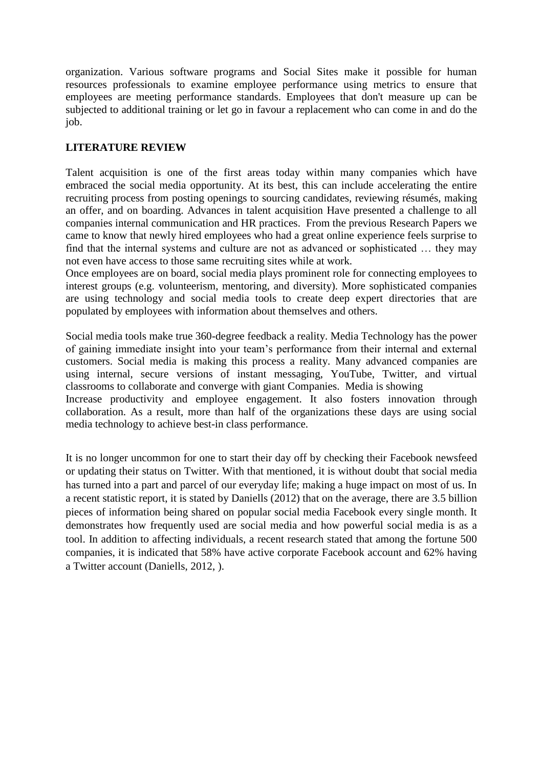organization. Various software programs and Social Sites make it possible for human resources professionals to examine employee performance using metrics to ensure that employees are meeting performance standards. Employees that don't measure up can be subjected to additional training or let go in favour a replacement who can come in and do the job.

## LITERATURE REVIEW

Talent acquisition is one of the first areas today within many companies which have embraced the social media opportunity. At its best, this can include accelerating the entire recruiting process from posting openings to sourcing candidates, reviewing résumés, making an offer, and on boarding. Advances in talent acquisition Have presented a challenge to all companies internal communication and HR practices. From the previous Research Papers we came to know that newly hired employees who had a great online experience feels surprise to find that the internal systems and culture are not as advanced or sophisticated … they may not even have access to those same recruiting sites while at work.

Once employees are on board, social media plays prominent role for connecting employees to interest groups (e.g. volunteerism, mentoring, and diversity). More sophisticated companies are using technology and social media tools to create deep expert directories that are populated by employees with information about themselves and others.

Social media tools make true 360-degree feedback a reality. Media Technology has the power of gaining immediate insight into your team's performance from their internal and external customers. Social media is making this process a reality. Many advanced companies are using internal, secure versions of instant messaging, YouTube, Twitter, and virtual classrooms to collaborate and converge with giant Companies. Media is showing

Increase productivity and employee engagement. It also fosters innovation through collaboration. As a result, more than half of the organizations these days are using social media technology to achieve best-in class performance.

It is no longer uncommon for one to start their day off by checking their Facebook newsfeed or updating their status on Twitter. With that mentioned, it is without doubt that social media has turned into a part and parcel of our everyday life; making a huge impact on most of us. In a recent statistic report, it is stated by Daniells (2012) that on the average, there are 3.5 billion pieces of information being shared on popular social media Facebook every single month. It demonstrates how frequently used are social media and how powerful social media is as a tool. In addition to affecting individuals, a recent research stated that among the fortune 500 companies, it is indicated that 58% have active corporate Facebook account and 62% having a Twitter account (Daniells, 2012, ).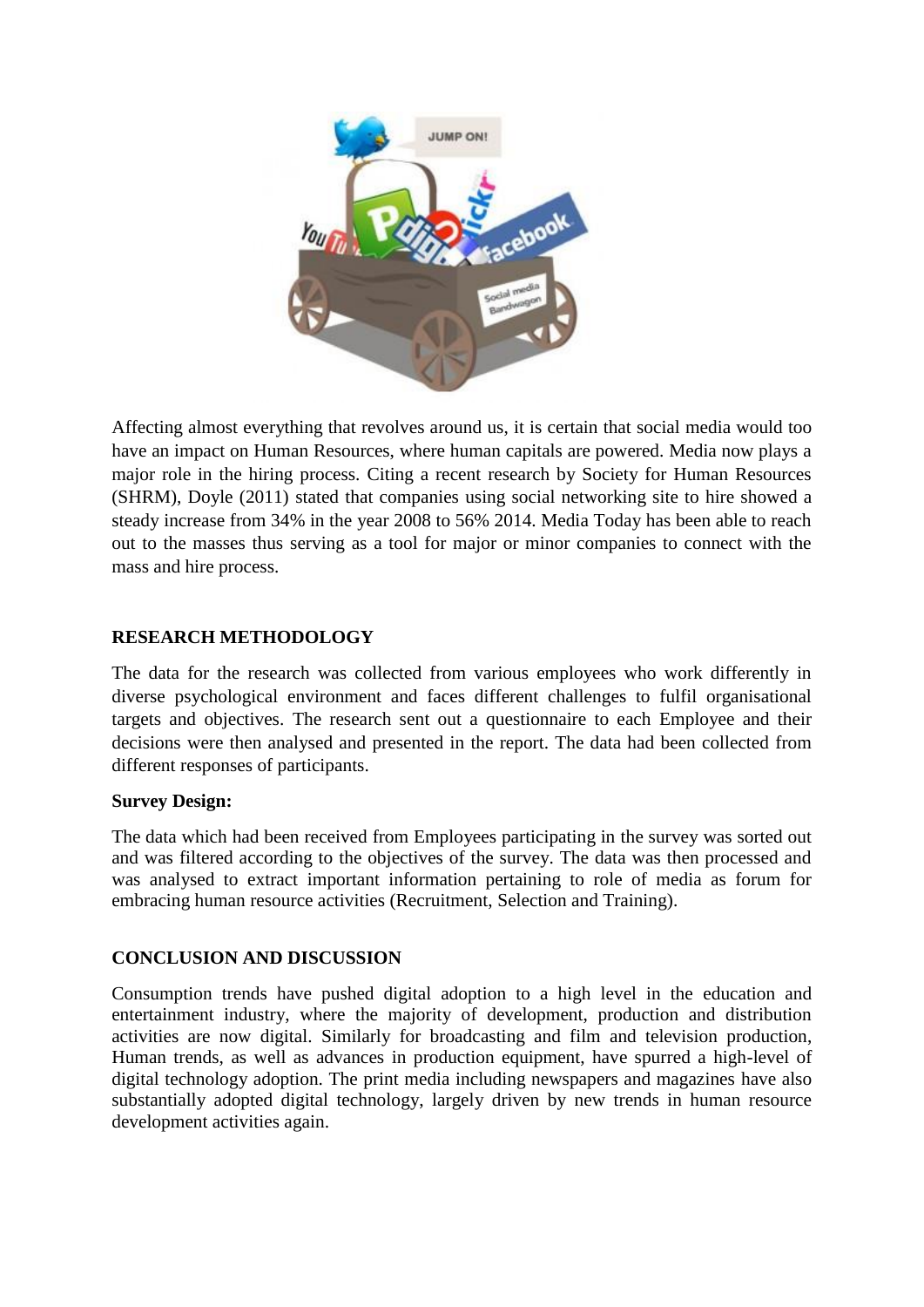Affecting almost everything that revolves around us, it is certain that social media would too have an impact on Human Resources, where human capitals are powered. Media now plays a major role in the hiring process. Citing a recent research by Society for Human Resources (SHRM), Doyle (2011) stated that companies using social networking site to hire showed a steady increase from 34% in the year 2008 to 56% 2014. Media Today has been able to reach out to the masses thus serving as a tool for major or minor companies to connect with the mass and hire process.

## RESEARCH METHODOLOGY

The data for the research was collected from various employees who work differently in diverse psychological environment and faces different challenges to fulfil organisational targets and objectives. The research sent out a questionnaire to each Employee and their decisions were then analysed and presented in the report. The data had been collected from different responses of participants.

### Survey Design:

The data which had been received from Employees participating in the survey was sorted out and was filtered according to the objectives of the survey. The data was then processed and was analysed to extract important information pertaining to role of media as forum for embracing human resource activities (Recruitment, Selection and Training).

## CONCLUSION AND DISCUSSION

Consumption trends have pushed digital adoption to a high level in the education and entertainment industry, where the majority of development, production and distribution activities are now digital. Similarly for broadcasting and film and television production, Human trends, as well as advances in production equipment, have spurred a high-level of digital technology adoption. The print media including newspapers and magazines have also substantially adopted digital technology, largely driven by new trends in human resource development activities again.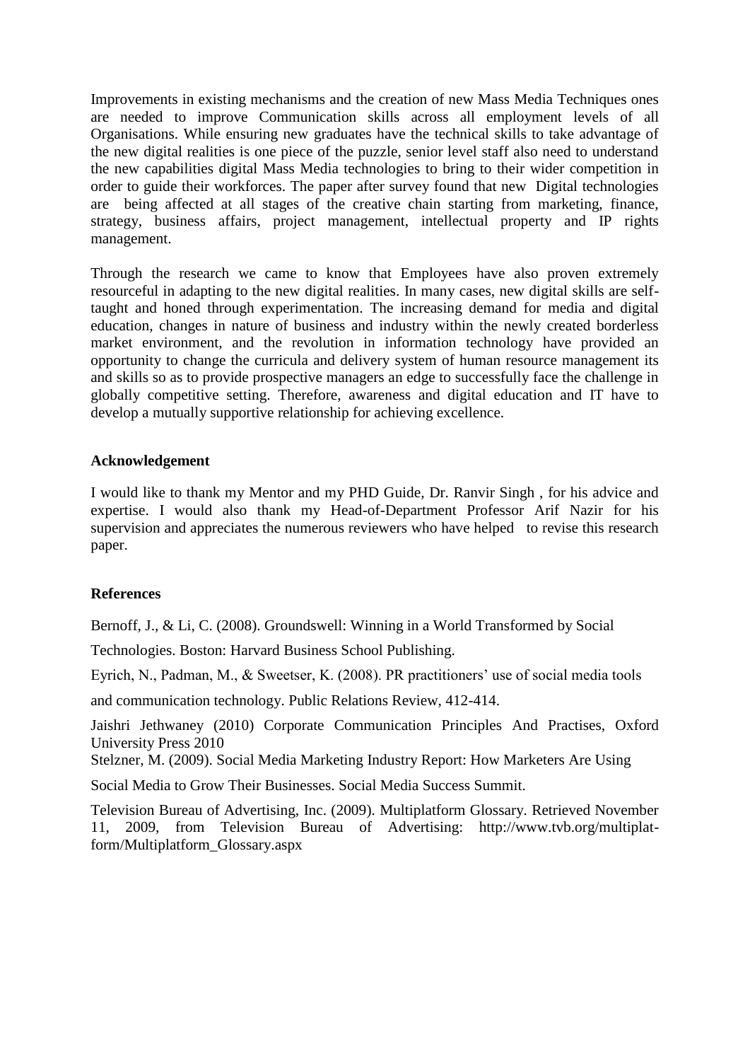Improvements in existing mechanisms and the creation of new Mass Media Techniques ones are needed to improve Communication skills across all employment levels of all Organisations. While ensuring new graduates have the technical skills to take advantage of the new digital realities is one piece of the puzzle, senior level staff also need to understand the new capabilities digital Mass Media technologies to bring to their wider competition in order to guide their workforces. The paper after survey found that new Digital technologies are being affected at all stages of the creative chain starting from marketing, finance, strategy, business affairs, project management, intellectual property and IP rights management.

Through the research we came to know that Employees have also proven extremely resourceful in adapting to the new digital realities. In many cases, new digital skills are self-taught and honed through experimentation. The increasing demand for media and digital education, changes in nature of business and industry within the newly created borderless market environment, and the revolution in information technology have provided an opportunity to change the curricula and delivery system of human resource management its and skills so as to provide prospective managers an edge to successfully face the challenge in globally competitive setting. Therefore, awareness and digital education and IT have to develop a mutually supportive relationship for achieving excellence.

### Acknowledgement

I would like to thank my Mentor and my PHD Guide, Dr. Ranvir Singh , for his advice and expertise. I would also thank my Head-of-Department Professor Arif Nazir for his supervision and appreciates the numerous reviewers who have helped to revise this research paper.

### References

Bernoff, J., & Li, C. (2008). Groundswell: Winning in a World Transformed by Social Technologies. Boston: Harvard Business School Publishing.

Eyrich, N., Padman, M., & Sweetser, K. (2008). PR practitioners' use of social media tools and communication technology. Public Relations Review, 412-414.

Jaishri Jethwaney (2010) Corporate Communication Principles And Practises, Oxford University Press 2010

Stelzner, M. (2009). Social Media Marketing Industry Report: How Marketers Are Using Social Media to Grow Their Businesses. Social Media Success Summit.

Television Bureau of Advertising, Inc. (2009). Multiplatform Glossary. Retrieved November 11, 2009, from Television Bureau of Advertising: http://www.tvb.org/multiplat-form/Multiplatform_Glossary.aspx